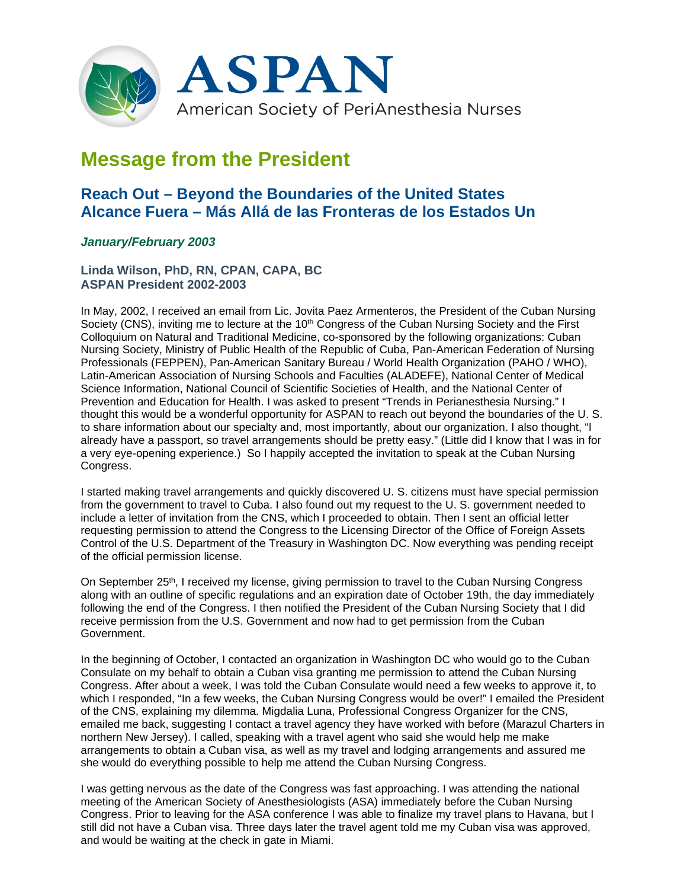ASPAN

American Society of PeriAnesthesia Nurses

# Message from the President

## Reach Out – Beyond the Boundaries of the United States
## Alcance Fuera – Más Allá de las Fronteras de los Estados Un

***January/February 2003***

**Linda Wilson, PhD, RN, CPAN, CAPA, BC**
**ASPAN President 2002-2003**

In May, 2002, I received an email from Lic. Jovita Paez Armenteros, the President of the Cuban Nursing Society (CNS), inviting me to lecture at the 10th Congress of the Cuban Nursing Society and the First Colloquium on Natural and Traditional Medicine, co-sponsored by the following organizations: Cuban Nursing Society, Ministry of Public Health of the Republic of Cuba, Pan-American Federation of Nursing Professionals (FEPPEN), Pan-American Sanitary Bureau / World Health Organization (PAHO / WHO), Latin-American Association of Nursing Schools and Faculties (ALADEFE), National Center of Medical Science Information, National Council of Scientific Societies of Health, and the National Center of Prevention and Education for Health. I was asked to present "Trends in Perianesthesia Nursing." I thought this would be a wonderful opportunity for ASPAN to reach out beyond the boundaries of the U. S. to share information about our specialty and, most importantly, about our organization. I also thought, "I already have a passport, so travel arrangements should be pretty easy." (Little did I know that I was in for a very eye-opening experience.) So I happily accepted the invitation to speak at the Cuban Nursing Congress.

I started making travel arrangements and quickly discovered U. S. citizens must have special permission from the government to travel to Cuba. I also found out my request to the U. S. government needed to include a letter of invitation from the CNS, which I proceeded to obtain. Then I sent an official letter requesting permission to attend the Congress to the Licensing Director of the Office of Foreign Assets Control of the U.S. Department of the Treasury in Washington DC. Now everything was pending receipt of the official permission license.

On September 25th, I received my license, giving permission to travel to the Cuban Nursing Congress along with an outline of specific regulations and an expiration date of October 19th, the day immediately following the end of the Congress. I then notified the President of the Cuban Nursing Society that I did receive permission from the U.S. Government and now had to get permission from the Cuban Government.

In the beginning of October, I contacted an organization in Washington DC who would go to the Cuban Consulate on my behalf to obtain a Cuban visa granting me permission to attend the Cuban Nursing Congress. After about a week, I was told the Cuban Consulate would need a few weeks to approve it, to which I responded, "In a few weeks, the Cuban Nursing Congress would be over!" I emailed the President of the CNS, explaining my dilemma. Migdalia Luna, Professional Congress Organizer for the CNS, emailed me back, suggesting I contact a travel agency they have worked with before (Marazul Charters in northern New Jersey). I called, speaking with a travel agent who said she would help me make arrangements to obtain a Cuban visa, as well as my travel and lodging arrangements and assured me she would do everything possible to help me attend the Cuban Nursing Congress.

I was getting nervous as the date of the Congress was fast approaching. I was attending the national meeting of the American Society of Anesthesiologists (ASA) immediately before the Cuban Nursing Congress. Prior to leaving for the ASA conference I was able to finalize my travel plans to Havana, but I still did not have a Cuban visa. Three days later the travel agent told me my Cuban visa was approved, and would be waiting at the check in gate in Miami.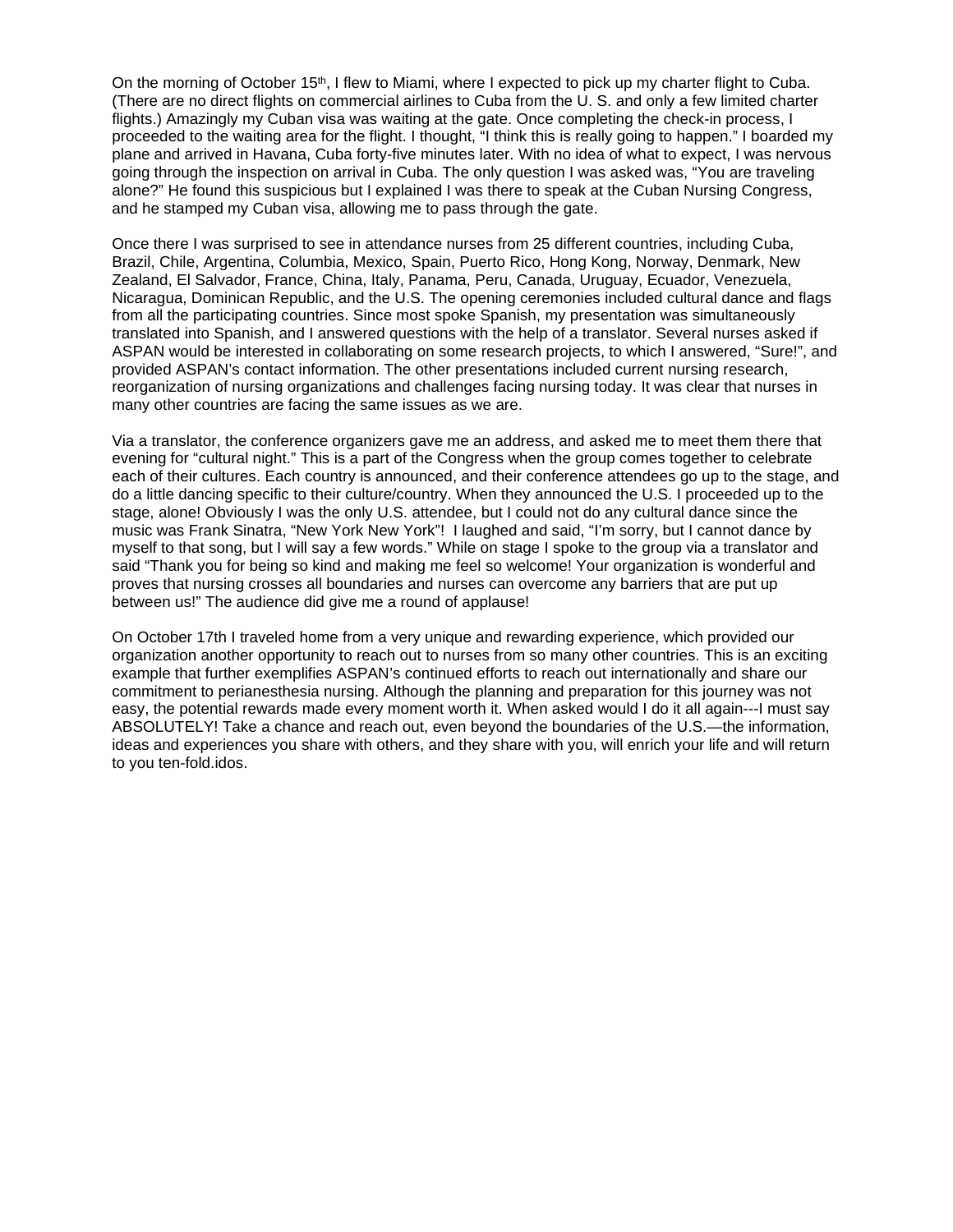On the morning of October 15th, I flew to Miami, where I expected to pick up my charter flight to Cuba. (There are no direct flights on commercial airlines to Cuba from the U. S. and only a few limited charter flights.) Amazingly my Cuban visa was waiting at the gate. Once completing the check-in process, I proceeded to the waiting area for the flight. I thought, "I think this is really going to happen." I boarded my plane and arrived in Havana, Cuba forty-five minutes later. With no idea of what to expect, I was nervous going through the inspection on arrival in Cuba. The only question I was asked was, "You are traveling alone?" He found this suspicious but I explained I was there to speak at the Cuban Nursing Congress, and he stamped my Cuban visa, allowing me to pass through the gate.

Once there I was surprised to see in attendance nurses from 25 different countries, including Cuba, Brazil, Chile, Argentina, Columbia, Mexico, Spain, Puerto Rico, Hong Kong, Norway, Denmark, New Zealand, El Salvador, France, China, Italy, Panama, Peru, Canada, Uruguay, Ecuador, Venezuela, Nicaragua, Dominican Republic, and the U.S. The opening ceremonies included cultural dance and flags from all the participating countries. Since most spoke Spanish, my presentation was simultaneously translated into Spanish, and I answered questions with the help of a translator. Several nurses asked if ASPAN would be interested in collaborating on some research projects, to which I answered, "Sure!", and provided ASPAN's contact information. The other presentations included current nursing research, reorganization of nursing organizations and challenges facing nursing today. It was clear that nurses in many other countries are facing the same issues as we are.

Via a translator, the conference organizers gave me an address, and asked me to meet them there that evening for "cultural night." This is a part of the Congress when the group comes together to celebrate each of their cultures. Each country is announced, and their conference attendees go up to the stage, and do a little dancing specific to their culture/country. When they announced the U.S. I proceeded up to the stage, alone! Obviously I was the only U.S. attendee, but I could not do any cultural dance since the music was Frank Sinatra, "New York New York"! I laughed and said, "I'm sorry, but I cannot dance by myself to that song, but I will say a few words." While on stage I spoke to the group via a translator and said "Thank you for being so kind and making me feel so welcome! Your organization is wonderful and proves that nursing crosses all boundaries and nurses can overcome any barriers that are put up between us!" The audience did give me a round of applause!

On October 17th I traveled home from a very unique and rewarding experience, which provided our organization another opportunity to reach out to nurses from so many other countries. This is an exciting example that further exemplifies ASPAN's continued efforts to reach out internationally and share our commitment to perianesthesia nursing. Although the planning and preparation for this journey was not easy, the potential rewards made every moment worth it. When asked would I do it all again---I must say ABSOLUTELY! Take a chance and reach out, even beyond the boundaries of the U.S.—the information, ideas and experiences you share with others, and they share with you, will enrich your life and will return to you ten-fold.idos.